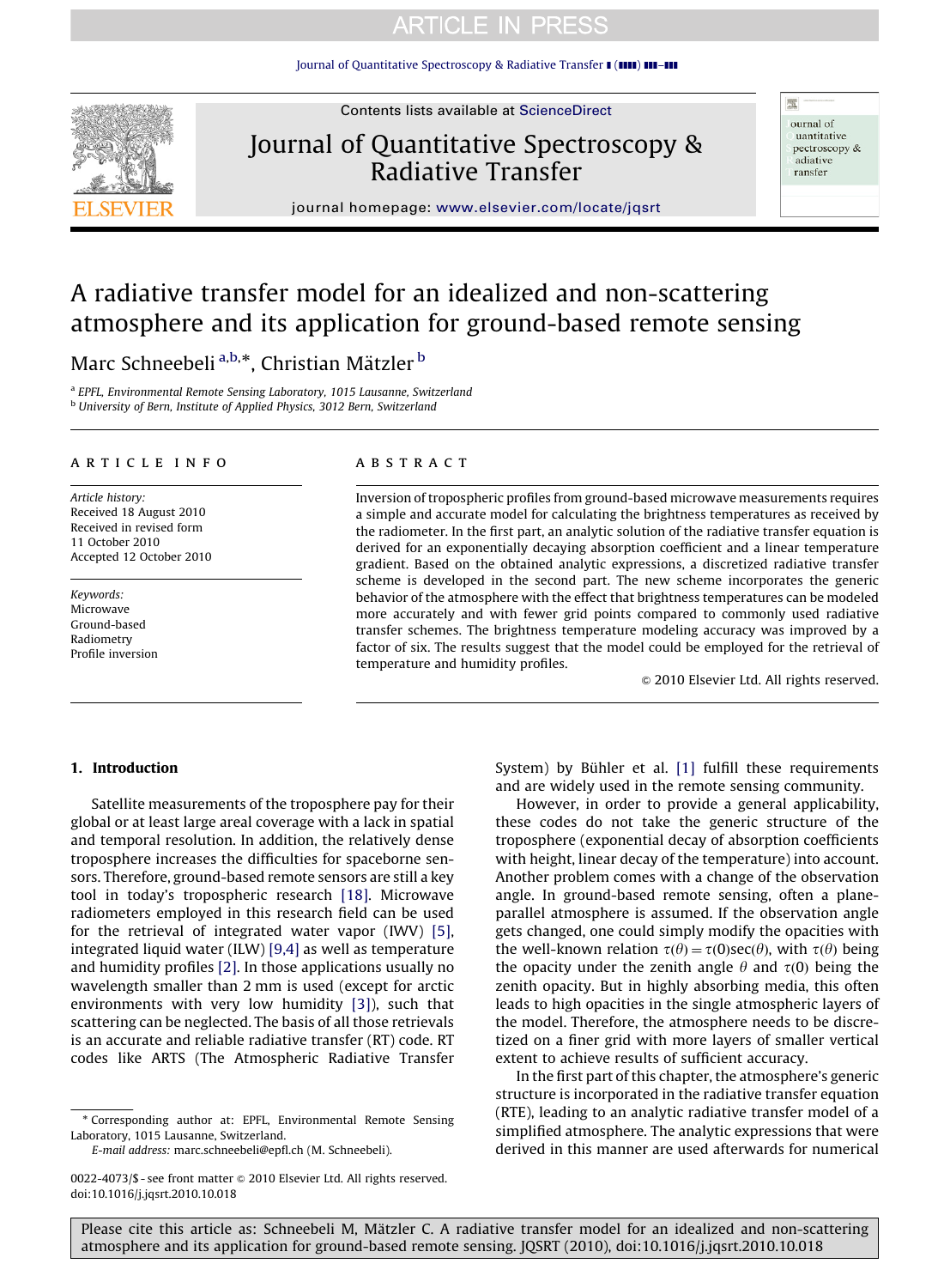# A radiative transfer model for an idealized and non-scattering atmosphere and its application for ground-based remote sensing

Marc Schneebeli [a,b,*], Christian Mätzler [b]

[a] EPFL, Environmental Remote Sensing Laboratory, 1015 Lausanne, Switzerland
[b] University of Bern, Institute of Applied Physics, 3012 Bern, Switzerland

## ARTICLE INFO

*Article history:*
Received 18 August 2010
Received in revised form
11 October 2010
Accepted 12 October 2010

*Keywords:*
Microwave
Ground-based
Radiometry
Profile inversion

## ABSTRACT

Inversion of tropospheric profiles from ground-based microwave measurements requires a simple and accurate model for calculating the brightness temperatures as received by the radiometer. In the first part, an analytic solution of the radiative transfer equation is derived for an exponentially decaying absorption coefficient and a linear temperature gradient. Based on the obtained analytic expressions, a discretized radiative transfer scheme is developed in the second part. The new scheme incorporates the generic behavior of the atmosphere with the effect that brightness temperatures can be modeled more accurately and with fewer grid points compared to commonly used radiative transfer schemes. The brightness temperature modeling accuracy was improved by a factor of six. The results suggest that the model could be employed for the retrieval of temperature and humidity profiles.

© 2010 Elsevier Ltd. All rights reserved.

## 1. Introduction

Satellite measurements of the troposphere pay for their global or at least large areal coverage with a lack in spatial and temporal resolution. In addition, the relatively dense troposphere increases the difficulties for spaceborne sensors. Therefore, ground-based remote sensors are still a key tool in today's tropospheric research [18]. Microwave radiometers employed in this research field can be used for the retrieval of integrated water vapor (IWV) [5], integrated liquid water (ILW) [9,4] as well as temperature and humidity profiles [2]. In those applications usually no wavelength smaller than 2 mm is used (except for arctic environments with very low humidity [3]), such that scattering can be neglected. The basis of all those retrievals is an accurate and reliable radiative transfer (RT) code. RT codes like ARTS (The Atmospheric Radiative Transfer System) by Bühler et al. [1] fulfill these requirements and are widely used in the remote sensing community.

However, in order to provide a general applicability, these codes do not take the generic structure of the troposphere (exponential decay of absorption coefficients with height, linear decay of the temperature) into account. Another problem comes with a change of the observation angle. In ground-based remote sensing, often a plane-parallel atmosphere is assumed. If the observation angle gets changed, one could simply modify the opacities with the well-known relation $\tau(\theta)=\tau(0)\sec(\theta)$, with $\tau(\theta)$ being the opacity under the zenith angle $\theta$ and $\tau(0)$ being the zenith opacity. But in highly absorbing media, this often leads to high opacities in the single atmospheric layers of the model. Therefore, the atmosphere needs to be discretized on a finer grid with more layers of smaller vertical extent to achieve results of sufficient accuracy.

In the first part of this chapter, the atmosphere's generic structure is incorporated in the radiative transfer equation (RTE), leading to an analytic radiative transfer model of a simplified atmosphere. The analytic expressions that were derived in this manner are used afterwards for numerical

\* Corresponding author at: EPFL, Environmental Remote Sensing Laboratory, 1015 Lausanne, Switzerland.
*E-mail address:* marc.schneebeli@epfl.ch (M. Schneebeli).

0022-4073/$ - see front matter © 2010 Elsevier Ltd. All rights reserved.
doi:10.1016/j.jqsrt.2010.10.018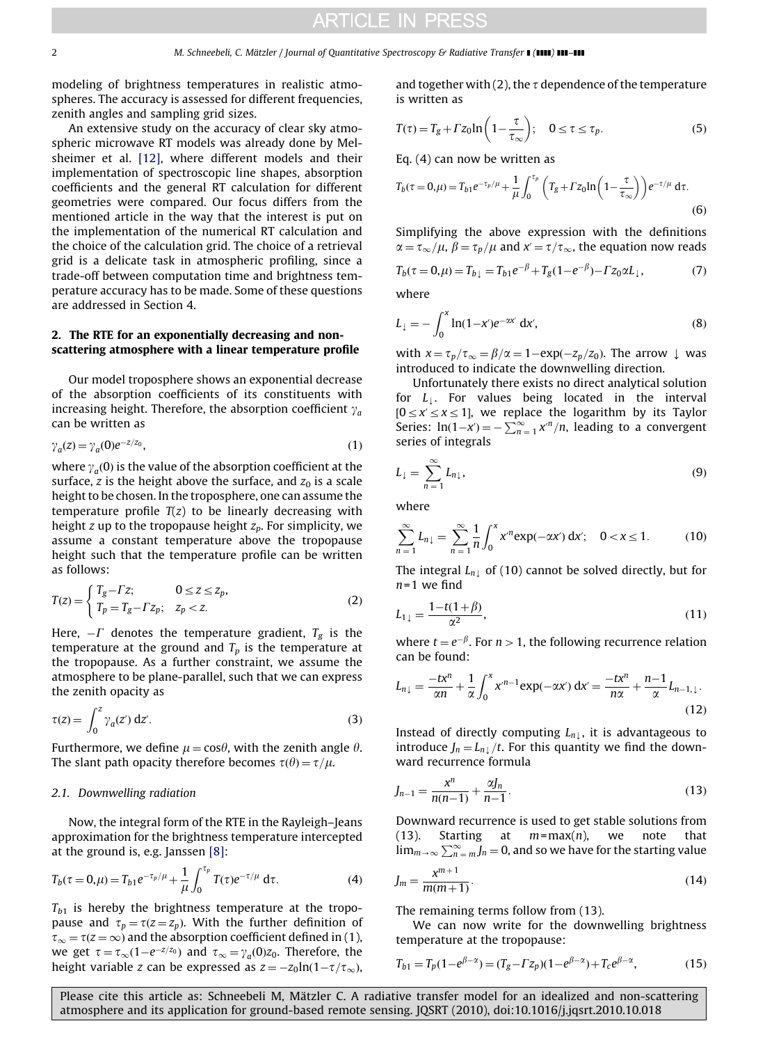modeling of brightness temperatures in realistic atmospheres. The accuracy is assessed for different frequencies, zenith angles and sampling grid sizes.

An extensive study on the accuracy of clear sky atmospheric microwave RT models was already done by Melsheimer et al. [12], where different models and their implementation of spectroscopic line shapes, absorption coefficients and the general RT calculation for different geometries were compared. Our focus differs from the mentioned article in the way that the interest is put on the implementation of the numerical RT calculation and the choice of the calculation grid. The choice of a retrieval grid is a delicate task in atmospheric profiling, since a trade-off between computation time and brightness temperature accuracy has to be made. Some of these questions are addressed in Section 4.

## 2. The RTE for an exponentially decreasing and non-scattering atmosphere with a linear temperature profile

Our model troposphere shows an exponential decrease of the absorption coefficients of its constituents with increasing height. Therefore, the absorption coefficient $\gamma_a$ can be written as

$$\gamma_a(z) = \gamma_a(0)e^{-z/z_0}, \tag{1}$$

where $\gamma_a(0)$ is the value of the absorption coefficient at the surface, $z$ is the height above the surface, and $z_0$ is a scale height to be chosen. In the troposphere, one can assume the temperature profile $T(z)$ to be linearly decreasing with height $z$ up to the tropopause height $z_p$. For simplicity, we assume a constant temperature above the tropopause height such that the temperature profile can be written as follows:

$$T(z) = \begin{cases} T_g - \Gamma z; & 0 \le z \le z_p, \\ T_p = T_g - \Gamma z_p; & z_p < z. \end{cases} \tag{2}$$

Here, $-\Gamma$ denotes the temperature gradient, $T_g$ is the temperature at the ground and $T_p$ is the temperature at the tropopause. As a further constraint, we assume the atmosphere to be plane-parallel, such that we can express the zenith opacity as

$$\tau(z) = \int_0^z \gamma_a(z')\,\mathrm{d}z'. \tag{3}$$

Furthermore, we define $\mu = \cos\theta$, with the zenith angle $\theta$. The slant path opacity therefore becomes $\tau(\theta) = \tau/\mu$.

### 2.1. Downwelling radiation

Now, the integral form of the RTE in the Rayleigh–Jeans approximation for the brightness temperature intercepted at the ground is, e.g. Janssen [8]:

$$T_b(\tau = 0, \mu) = T_{b1}e^{-\tau_p/\mu} + \frac{1}{\mu}\int_0^{\tau_p} T(\tau)e^{-\tau/\mu}\,\mathrm{d}\tau. \tag{4}$$

$T_{b1}$ is hereby the brightness temperature at the tropopause and $\tau_p = \tau(z = z_p)$. With the further definition of $\tau_\infty = \tau(z = \infty)$ and the absorption coefficient defined in (1), we get $\tau = \tau_\infty(1 - e^{-z/z_0})$ and $\tau_\infty = \gamma_a(0)z_0$. Therefore, the height variable $z$ can be expressed as $z = -z_0\ln(1 - \tau/\tau_\infty)$, and together with (2), the $\tau$ dependence of the temperature is written as

$$T(\tau) = T_g + \Gamma z_0 \ln\left(1 - \frac{\tau}{\tau_\infty}\right); \quad 0 \le \tau \le \tau_p. \tag{5}$$

Eq. (4) can now be written as

$$T_b(\tau = 0, \mu) = T_{b1}e^{-\tau_p/\mu} + \frac{1}{\mu}\int_0^{\tau_p}\left(T_g + \Gamma z_0 \ln\left(1 - \frac{\tau}{\tau_\infty}\right)\right)e^{-\tau/\mu}\,\mathrm{d}\tau. \tag{6}$$

Simplifying the above expression with the definitions $\alpha = \tau_\infty/\mu$, $\beta = \tau_p/\mu$ and $x' = \tau/\tau_\infty$, the equation now reads

$$T_b(\tau = 0, \mu) = T_{b\downarrow} = T_{b1}e^{-\beta} + T_g(1 - e^{-\beta}) - \Gamma z_0 \alpha L_\downarrow, \tag{7}$$

where

$$L_\downarrow = -\int_0^x \ln(1 - x')e^{-\alpha x'}\,\mathrm{d}x', \tag{8}$$

with $x = \tau_p/\tau_\infty = \beta/\alpha = 1 - \exp(-z_p/z_0)$. The arrow $\downarrow$ was introduced to indicate the downwelling direction.

Unfortunately there exists no direct analytical solution for $L_\downarrow$. For values being located in the interval $[0 \le x' \le x \le 1]$, we replace the logarithm by its Taylor Series: $\ln(1 - x') = -\sum_{n=1}^{\infty} x'^n/n$, leading to a convergent series of integrals

$$L_\downarrow = \sum_{n=1}^{\infty} L_{n\downarrow}, \tag{9}$$

where

$$\sum_{n=1}^{\infty} L_{n\downarrow} = \sum_{n=1}^{\infty} \frac{1}{n}\int_0^x x'^n \exp(-\alpha x')\,\mathrm{d}x'; \quad 0 < x \le 1. \tag{10}$$

The integral $L_{n\downarrow}$ of (10) cannot be solved directly, but for $n=1$ we find

$$L_{1\downarrow} = \frac{1 - t(1 + \beta)}{\alpha^2}, \tag{11}$$

where $t = e^{-\beta}$. For $n > 1$, the following recurrence relation can be found:

$$L_{n\downarrow} = \frac{-tx^n}{\alpha n} + \frac{1}{\alpha}\int_0^x x'^{n-1}\exp(-\alpha x')\,\mathrm{d}x' = \frac{-tx^n}{n\alpha} + \frac{n-1}{\alpha}L_{n-1,\downarrow}. \tag{12}$$

Instead of directly computing $L_{n\downarrow}$, it is advantageous to introduce $J_n = L_{n\downarrow}/t$. For this quantity we find the downward recurrence formula

$$J_{n-1} = \frac{x^n}{n(n-1)} + \frac{\alpha J_n}{n-1}. \tag{13}$$

Downward recurrence is used to get stable solutions from (13). Starting at $m = \max(n)$, we note that $\lim_{m\to\infty}\sum_{n=m}^{\infty} J_n = 0$, and so we have for the starting value

$$J_m = \frac{x^{m+1}}{m(m+1)}. \tag{14}$$

The remaining terms follow from (13).

We can now write for the downwelling brightness temperature at the tropopause:

$$T_{b1} = T_p(1 - e^{\beta - \alpha}) = (T_g - \Gamma z_p)(1 - e^{\beta - \alpha}) + T_c e^{\beta - \alpha}, \tag{15}$$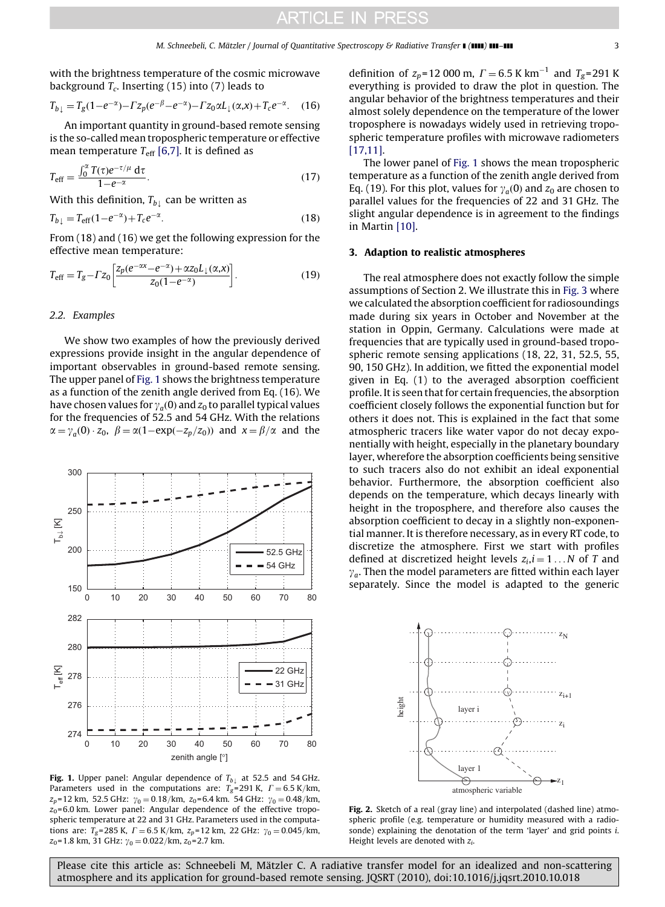with the brightness temperature of the cosmic microwave background $T_c$. Inserting (15) into (7) leads to

$$T_{b\downarrow} = T_g(1-e^{-\alpha}) - \Gamma z_p(e^{-\beta}-e^{-\alpha}) - \Gamma z_0 \alpha L_\downarrow(\alpha,x) + T_c e^{-\alpha}. \quad (16)$$

An important quantity in ground-based remote sensing is the so-called mean tropospheric temperature or effective mean temperature $T_{\mathrm{eff}}$ [6,7]. It is defined as

$$T_{\mathrm{eff}} = \frac{\int_0^\alpha T(\tau) e^{-\tau/\mu}\, d\tau}{1-e^{-\alpha}}. \quad (17)$$

With this definition, $T_{b\downarrow}$ can be written as

$$T_{b\downarrow} = T_{\mathrm{eff}}(1-e^{-\alpha}) + T_c e^{-\alpha}. \quad (18)$$

From (18) and (16) we get the following expression for the effective mean temperature:

$$T_{\mathrm{eff}} = T_g - \Gamma z_0 \left[ \frac{z_p(e^{-\alpha x}-e^{-\alpha}) + \alpha z_0 L_\downarrow(\alpha,x)}{z_0(1-e^{-\alpha})} \right]. \quad (19)$$

### 2.2. Examples

We show two examples of how the previously derived expressions provide insight in the angular dependence of important observables in ground-based remote sensing. The upper panel of Fig. 1 shows the brightness temperature as a function of the zenith angle derived from Eq. (16). We have chosen values for $\gamma_a(0)$ and $z_0$ to parallel typical values for the frequencies of 52.5 and 54 GHz. With the relations $\alpha = \gamma_a(0)\cdot z_0$, $\beta = \alpha(1-\exp(-z_p/z_0))$ and $x = \beta/\alpha$ and the definition of $z_p$=12 000 m, $\Gamma = 6.5$ K km$^{-1}$ and $T_g$=291 K everything is provided to draw the plot in question. The angular behavior of the brightness temperatures and their almost solely dependence on the temperature of the lower troposphere is nowadays widely used in retrieving tropospheric temperature profiles with microwave radiometers [17,11].

The lower panel of Fig. 1 shows the mean tropospheric temperature as a function of the zenith angle derived from Eq. (19). For this plot, values for $\gamma_a(0)$ and $z_0$ are chosen to parallel values for the frequencies of 22 and 31 GHz. The slight angular dependence is in agreement to the findings in Martin [10].

**Fig. 1.** Upper panel: Angular dependence of $T_{b\downarrow}$ at 52.5 and 54 GHz. Parameters used in the computations are: $T_g$=291 K, $\Gamma = 6.5$ K/km, $z_p$=12 km, 52.5 GHz: $\gamma_0 = 0.18$/km, $z_0$=6.4 km. 54 GHz: $\gamma_0 = 0.48$/km, $z_0$=6.0 km. Lower panel: Angular dependence of the effective tropospheric temperature at 22 and 31 GHz. Parameters used in the computations are: $T_g$=285 K, $\Gamma = 6.5$ K/km, $z_p$=12 km, 22 GHz: $\gamma_0 = 0.045$/km, $z_0$=1.8 km, 31 GHz: $\gamma_0 = 0.022$/km, $z_0$=2.7 km.

## 3. Adaption to realistic atmospheres

The real atmosphere does not exactly follow the simple assumptions of Section 2. We illustrate this in Fig. 3 where we calculated the absorption coefficient for radiosoundings made during six years in October and November at the station in Oppin, Germany. Calculations were made at frequencies that are typically used in ground-based tropospheric remote sensing applications (18, 22, 31, 52.5, 55, 90, 150 GHz). In addition, we fitted the exponential model given in Eq. (1) to the averaged absorption coefficient profile. It is seen that for certain frequencies, the absorption coefficient closely follows the exponential function but for others it does not. This is explained in the fact that some atmospheric tracers like water vapor do not decay exponentially with height, especially in the planetary boundary layer, wherefore the absorption coefficients being sensitive to such tracers also do not exhibit an ideal exponential behavior. Furthermore, the absorption coefficient also depends on the temperature, which decays linearly with height in the troposphere, and therefore also causes the absorption coefficient to decay in a slightly non-exponential manner. It is therefore necessary, as in every RT code, to discretize the atmosphere. First we start with profiles defined at discretized height levels $z_i, i = 1\ldots N$ of $T$ and $\gamma_a$. Then the model parameters are fitted within each layer separately. Since the model is adapted to the generic

**Fig. 2.** Sketch of a real (gray line) and interpolated (dashed line) atmospheric profile (e.g. temperature or humidity measured with a radiosonde) explaining the denotation of the term 'layer' and grid points $i$. Height levels are denoted with $z_i$.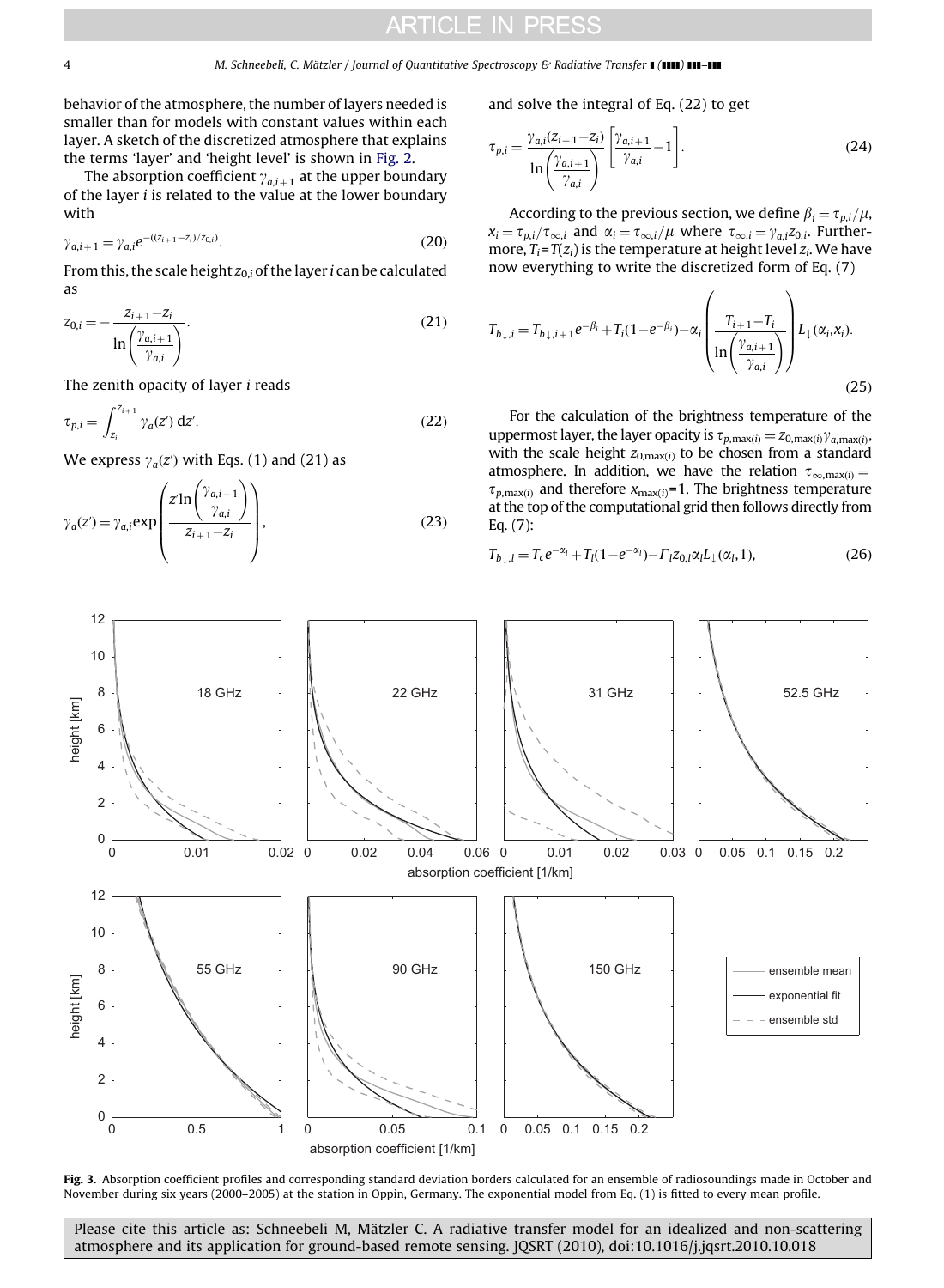behavior of the atmosphere, the number of layers needed is smaller than for models with constant values within each layer. A sketch of the discretized atmosphere that explains the terms 'layer' and 'height level' is shown in Fig. 2.

The absorption coefficient $\gamma_{a,i+1}$ at the upper boundary of the layer $i$ is related to the value at the lower boundary with

$$\gamma_{a,i+1} = \gamma_{a,i} e^{-((z_{i+1}-z_i)/z_{0,i})}. \tag{20}$$

From this, the scale height $z_{0,i}$ of the layer $i$ can be calculated as

$$z_{0,i} = -\frac{z_{i+1}-z_i}{\ln\left(\frac{\gamma_{a,i+1}}{\gamma_{a,i}}\right)}. \tag{21}$$

The zenith opacity of layer $i$ reads

$$\tau_{p,i} = \int_{z_i}^{z_{i+1}} \gamma_a(z')\,\mathrm{d}z'. \tag{22}$$

We express $\gamma_a(z')$ with Eqs. (1) and (21) as

$$\gamma_a(z') = \gamma_{a,i} \exp\left(\frac{z' \ln\left(\frac{\gamma_{a,i+1}}{\gamma_{a,i}}\right)}{z_{i+1}-z_i}\right), \tag{23}$$

and solve the integral of Eq. (22) to get

$$\tau_{p,i} = \frac{\gamma_{a,i}(z_{i+1}-z_i)}{\ln\left(\frac{\gamma_{a,i+1}}{\gamma_{a,i}}\right)} \left[\frac{\gamma_{a,i+1}}{\gamma_{a,i}} - 1\right]. \tag{24}$$

According to the previous section, we define $\beta_i = \tau_{p,i}/\mu$, $x_i = \tau_{p,i}/\tau_{\infty,i}$ and $\alpha_i = \tau_{\infty,i}/\mu$ where $\tau_{\infty,i} = \gamma_{a,i} z_{0,i}$. Furthermore, $T_i = T(z_i)$ is the temperature at height level $z_i$. We have now everything to write the discretized form of Eq. (7)

$$T_{b\downarrow,i} = T_{b\downarrow,i+1} e^{-\beta_i} + T_i(1-e^{-\beta_i}) - \alpha_i \left(\frac{T_{i+1}-T_i}{\ln\left(\frac{\gamma_{a,i+1}}{\gamma_{a,i}}\right)}\right) L_\downarrow(\alpha_i, x_i). \tag{25}$$

For the calculation of the brightness temperature of the uppermost layer, the layer opacity is $\tau_{p,\max(i)} = z_{0,\max(i)} \gamma_{a,\max(i)}$, with the scale height $z_{0,\max(i)}$ to be chosen from a standard atmosphere. In addition, we have the relation $\tau_{\infty,\max(i)} = \tau_{p,\max(i)}$ and therefore $x_{\max(i)} = 1$. The brightness temperature at the top of the computational grid then follows directly from Eq. (7):

$$T_{b\downarrow,l} = T_c e^{-\alpha_l} + T_l(1-e^{-\alpha_l}) - \Gamma_l z_{0,l} \alpha_l L_\downarrow(\alpha_l, 1), \tag{26}$$

**Fig. 3.** Absorption coefficient profiles and corresponding standard deviation borders calculated for an ensemble of radiosoundings made in October and November during six years (2000–2005) at the station in Oppin, Germany. The exponential model from Eq. (1) is fitted to every mean profile.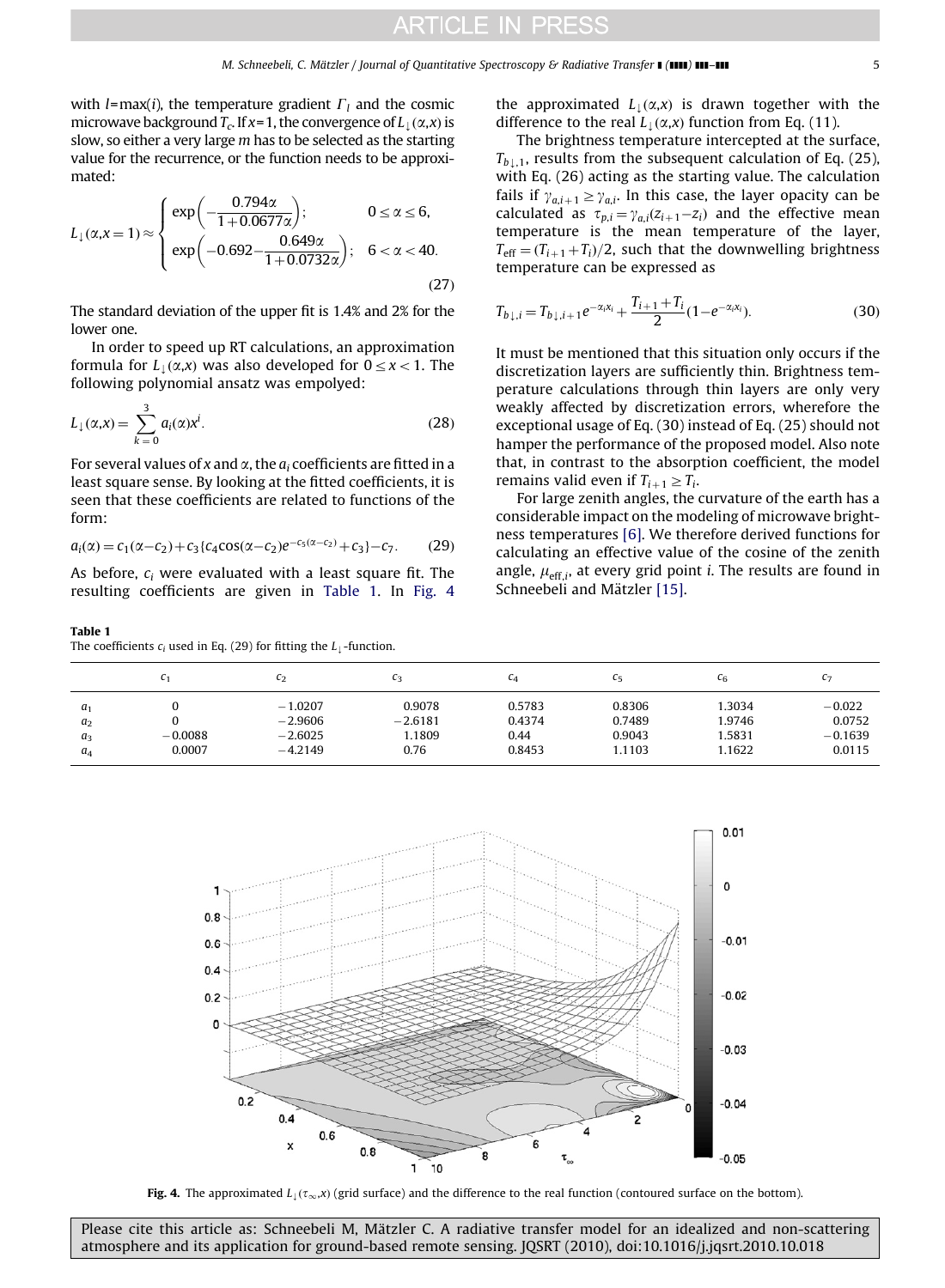with $l$=max($i$), the temperature gradient $\Gamma_l$ and the cosmic microwave background $T_c$. If $x$=1, the convergence of $L_\downarrow(\alpha,x)$ is slow, so either a very large $m$ has to be selected as the starting value for the recurrence, or the function needs to be approximated:

$$L_\downarrow(\alpha,x=1) \approx \begin{cases} \exp\left(-\dfrac{0.794\alpha}{1+0.0677\alpha}\right); & 0 \le \alpha \le 6, \\ \exp\left(-0.692-\dfrac{0.649\alpha}{1+0.0732\alpha}\right); & 6 < \alpha < 40. \end{cases} \tag{27}$$

The standard deviation of the upper fit is 1.4% and 2% for the lower one.

In order to speed up RT calculations, an approximation formula for $L_\downarrow(\alpha,x)$ was also developed for $0 \le x < 1$. The following polynomial ansatz was empolyed:

$$L_\downarrow(\alpha,x) = \sum_{k=0}^{3} a_i(\alpha) x^i. \tag{28}$$

For several values of $x$ and $\alpha$, the $a_i$ coefficients are fitted in a least square sense. By looking at the fitted coefficients, it is seen that these coefficients are related to functions of the form:

$$a_i(\alpha) = c_1(\alpha-c_2)+c_3\{c_4\cos(\alpha-c_2)e^{-c_5(\alpha-c_2)}+c_3\}-c_7. \tag{29}$$

As before, $c_i$ were evaluated with a least square fit. The resulting coefficients are given in Table 1. In Fig. 4 the approximated $L_\downarrow(\alpha,x)$ is drawn together with the difference to the real $L_\downarrow(\alpha,x)$ function from Eq. (11).

The brightness temperature intercepted at the surface, $T_{b\downarrow,1}$, results from the subsequent calculation of Eq. (25), with Eq. (26) acting as the starting value. The calculation fails if $\gamma_{a,i+1} \ge \gamma_{a,i}$. In this case, the layer opacity can be calculated as $\tau_{p,i} = \gamma_{a,i}(z_{i+1}-z_i)$ and the effective mean temperature is the mean temperature of the layer, $T_{\text{eff}} = (T_{i+1}+T_i)/2$, such that the downwelling brightness temperature can be expressed as

$$T_{b\downarrow,i} = T_{b\downarrow,i+1}e^{-\alpha_i x_i} + \frac{T_{i+1}+T_i}{2}(1-e^{-\alpha_i x_i}). \tag{30}$$

It must be mentioned that this situation only occurs if the discretization layers are sufficiently thin. Brightness temperature calculations through thin layers are only very weakly affected by discretization errors, wherefore the exceptional usage of Eq. (30) instead of Eq. (25) should not hamper the performance of the proposed model. Also note that, in contrast to the absorption coefficient, the model remains valid even if $T_{i+1} \ge T_i$.

For large zenith angles, the curvature of the earth has a considerable impact on the modeling of microwave brightness temperatures [6]. We therefore derived functions for calculating an effective value of the cosine of the zenith angle, $\mu_{\text{eff},i}$, at every grid point $i$. The results are found in Schneebeli and Mätzler [15].

**Table 1**
The coefficients $c_i$ used in Eq. (29) for fitting the $L_\downarrow$-function.

| | $c_1$ | $c_2$ | $c_3$ | $c_4$ | $c_5$ | $c_6$ | $c_7$ |
|---|---|---|---|---|---|---|---|
| $a_1$ | 0 | −1.0207 | 0.9078 | 0.5783 | 0.8306 | 1.3034 | −0.022 |
| $a_2$ | 0 | −2.9606 | −2.6181 | 0.4374 | 0.7489 | 1.9746 | 0.0752 |
| $a_3$ | −0.0088 | −2.6025 | 1.1809 | 0.44 | 0.9043 | 1.5831 | −0.1639 |
| $a_4$ | 0.0007 | −4.2149 | 0.76 | 0.8453 | 1.1103 | 1.1622 | 0.0115 |

**Fig. 4.** The approximated $L_\downarrow(\tau_\infty,x)$ (grid surface) and the difference to the real function (contoured surface on the bottom).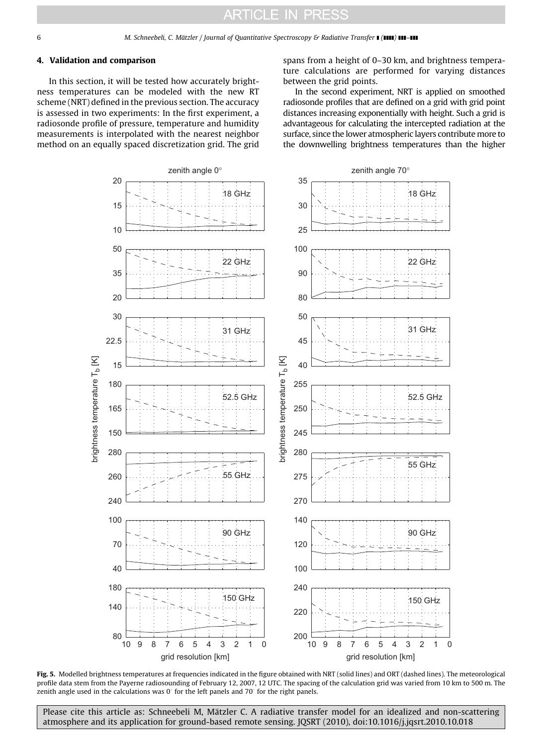## 4. Validation and comparison

In this section, it will be tested how accurately brightness temperatures can be modeled with the new RT scheme (NRT) defined in the previous section. The accuracy is assessed in two experiments: In the first experiment, a radiosonde profile of pressure, temperature and humidity measurements is interpolated with the nearest neighbor method on an equally spaced discretization grid. The grid spans from a height of 0–30 km, and brightness temperature calculations are performed for varying distances between the grid points.

In the second experiment, NRT is applied on smoothed radiosonde profiles that are defined on a grid with grid point distances increasing exponentially with height. Such a grid is advantageous for calculating the intercepted radiation at the surface, since the lower atmospheric layers contribute more to the downwelling brightness temperatures than the higher

**Fig. 5.** Modelled brightness temperatures at frequencies indicated in the figure obtained with NRT (solid lines) and ORT (dashed lines). The meteorological profile data stem from the Payerne radiosounding of February 12, 2007, 12 UTC. The spacing of the calculation grid was varied from 10 km to 500 m. The zenith angle used in the calculations was 0° for the left panels and 70° for the right panels.

Please cite this article as: Schneebeli M, Mätzler C. A radiative transfer model for an idealized and non-scattering atmosphere and its application for ground-based remote sensing. JQSRT (2010), doi:10.1016/j.jqsrt.2010.10.018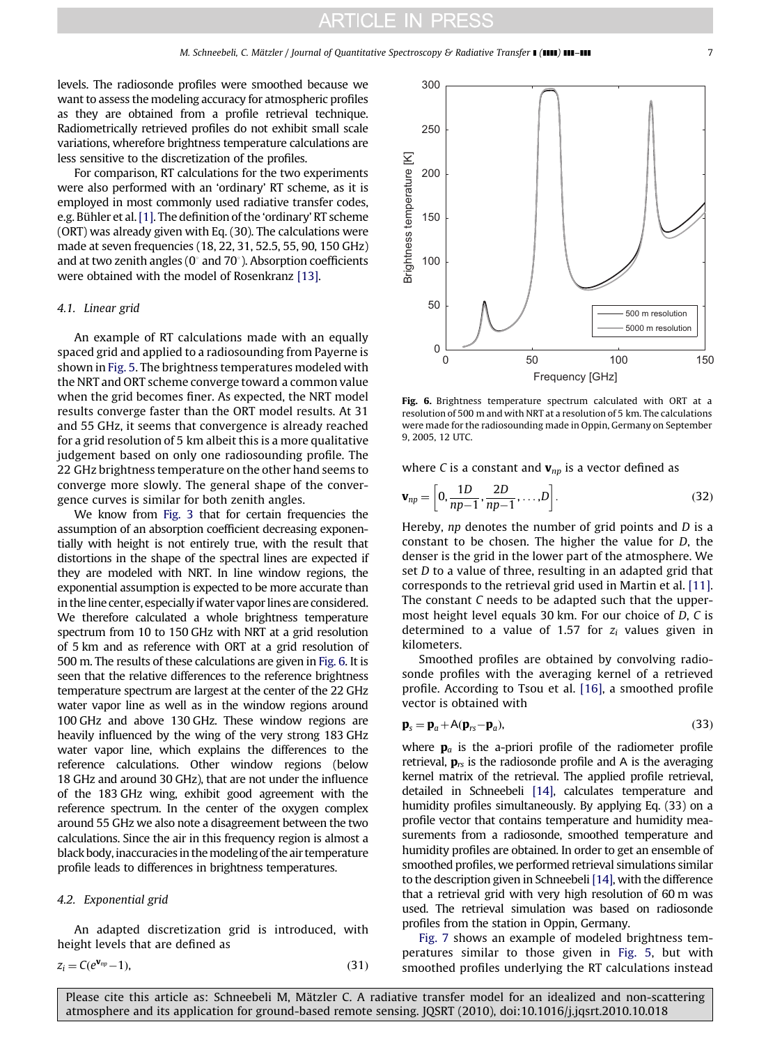levels. The radiosonde profiles were smoothed because we want to assess the modeling accuracy for atmospheric profiles as they are obtained from a profile retrieval technique. Radiometrically retrieved profiles do not exhibit small scale variations, wherefore brightness temperature calculations are less sensitive to the discretization of the profiles.

For comparison, RT calculations for the two experiments were also performed with an 'ordinary' RT scheme, as it is employed in most commonly used radiative transfer codes, e.g. Bühler et al. [1]. The definition of the 'ordinary' RT scheme (ORT) was already given with Eq. (30). The calculations were made at seven frequencies (18, 22, 31, 52.5, 55, 90, 150 GHz) and at two zenith angles (0° and 70°). Absorption coefficients were obtained with the model of Rosenkranz [13].

### 4.1. Linear grid

An example of RT calculations made with an equally spaced grid and applied to a radiosounding from Payerne is shown in Fig. 5. The brightness temperatures modeled with the NRT and ORT scheme converge toward a common value when the grid becomes finer. As expected, the NRT model results converge faster than the ORT model results. At 31 and 55 GHz, it seems that convergence is already reached for a grid resolution of 5 km albeit this is a more qualitative judgement based on only one radiosounding profile. The 22 GHz brightness temperature on the other hand seems to converge more slowly. The general shape of the convergence curves is similar for both zenith angles.

We know from Fig. 3 that for certain frequencies the assumption of an absorption coefficient decreasing exponentially with height is not entirely true, with the result that distortions in the shape of the spectral lines are expected if they are modeled with NRT. In line window regions, the exponential assumption is expected to be more accurate than in the line center, especially if water vapor lines are considered. We therefore calculated a whole brightness temperature spectrum from 10 to 150 GHz with NRT at a grid resolution of 5 km and as reference with ORT at a grid resolution of 500 m. The results of these calculations are given in Fig. 6. It is seen that the relative differences to the reference brightness temperature spectrum are largest at the center of the 22 GHz water vapor line as well as in the window regions around 100 GHz and above 130 GHz. These window regions are heavily influenced by the wing of the very strong 183 GHz water vapor line, which explains the differences to the reference calculations. Other window regions (below 18 GHz and around 30 GHz), that are not under the influence of the 183 GHz wing, exhibit good agreement with the reference spectrum. In the center of the oxygen complex around 55 GHz we also note a disagreement between the two calculations. Since the air in this frequency region is almost a black body, inaccuracies in the modeling of the air temperature profile leads to differences in brightness temperatures.

### 4.2. Exponential grid

An adapted discretization grid is introduced, with height levels that are defined as

$$z_i = C(e^{\mathbf{v}_{np}} - 1), \tag{31}$$

**Fig. 6.** Brightness temperature spectrum calculated with ORT at a resolution of 500 m and with NRT at a resolution of 5 km. The calculations were made for the radiosounding made in Oppin, Germany on September 9, 2005, 12 UTC.

where $C$ is a constant and $\mathbf{v}_{np}$ is a vector defined as

$$\mathbf{v}_{np} = \left[0, \frac{1D}{np-1}, \frac{2D}{np-1}, \ldots, D\right]. \tag{32}$$

Hereby, $np$ denotes the number of grid points and $D$ is a constant to be chosen. The higher the value for $D$, the denser is the grid in the lower part of the atmosphere. We set $D$ to a value of three, resulting in an adapted grid that corresponds to the retrieval grid used in Martin et al. [11]. The constant $C$ needs to be adapted such that the uppermost height level equals 30 km. For our choice of $D$, $C$ is determined to a value of 1.57 for $z_i$ values given in kilometers.

Smoothed profiles are obtained by convolving radiosonde profiles with the averaging kernel of a retrieved profile. According to Tsou et al. [16], a smoothed profile vector is obtained with

$$\mathbf{p}_s = \mathbf{p}_a + \mathsf{A}(\mathbf{p}_{rs} - \mathbf{p}_a), \tag{33}$$

where $\mathbf{p}_a$ is the a-priori profile of the radiometer profile retrieval, $\mathbf{p}_{rs}$ is the radiosonde profile and A is the averaging kernel matrix of the retrieval. The applied profile retrieval, detailed in Schneebeli [14], calculates temperature and humidity profiles simultaneously. By applying Eq. (33) on a profile vector that contains temperature and humidity measurements from a radiosonde, smoothed temperature and humidity profiles are obtained. In order to get an ensemble of smoothed profiles, we performed retrieval simulations similar to the description given in Schneebeli [14], with the difference that a retrieval grid with very high resolution of 60 m was used. The retrieval simulation was based on radiosonde profiles from the station in Oppin, Germany.

Fig. 7 shows an example of modeled brightness temperatures similar to those given in Fig. 5, but with smoothed profiles underlying the RT calculations instead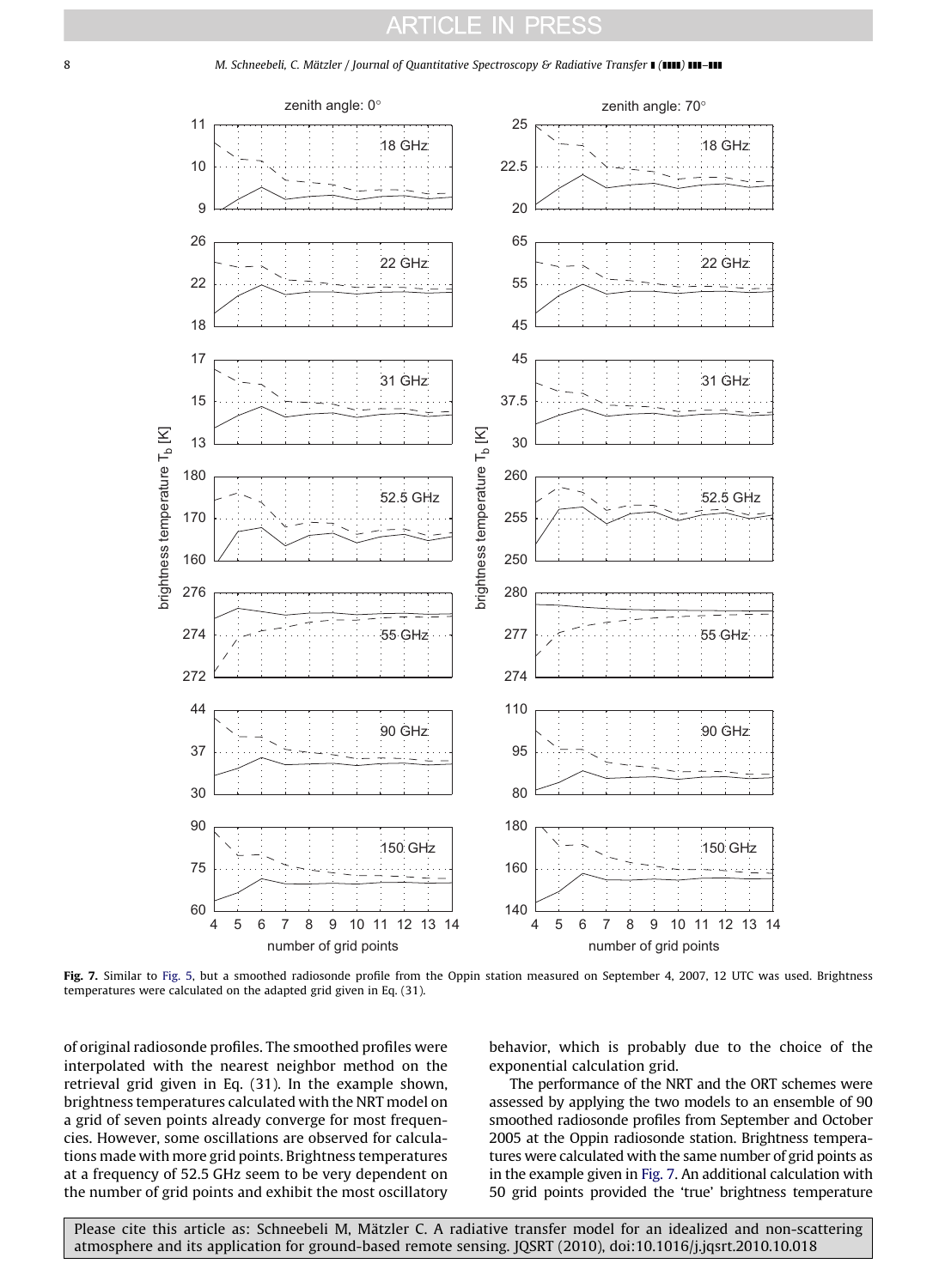**Fig. 7.** Similar to Fig. 5, but a smoothed radiosonde profile from the Oppin station measured on September 4, 2007, 12 UTC was used. Brightness temperatures were calculated on the adapted grid given in Eq. (31).

of original radiosonde profiles. The smoothed profiles were interpolated with the nearest neighbor method on the retrieval grid given in Eq. (31). In the example shown, brightness temperatures calculated with the NRT model on a grid of seven points already converge for most frequencies. However, some oscillations are observed for calculations made with more grid points. Brightness temperatures at a frequency of 52.5 GHz seem to be very dependent on the number of grid points and exhibit the most oscillatory behavior, which is probably due to the choice of the exponential calculation grid.

The performance of the NRT and the ORT schemes were assessed by applying the two models to an ensemble of 90 smoothed radiosonde profiles from September and October 2005 at the Oppin radiosonde station. Brightness temperatures were calculated with the same number of grid points as in the example given in Fig. 7. An additional calculation with 50 grid points provided the 'true' brightness temperature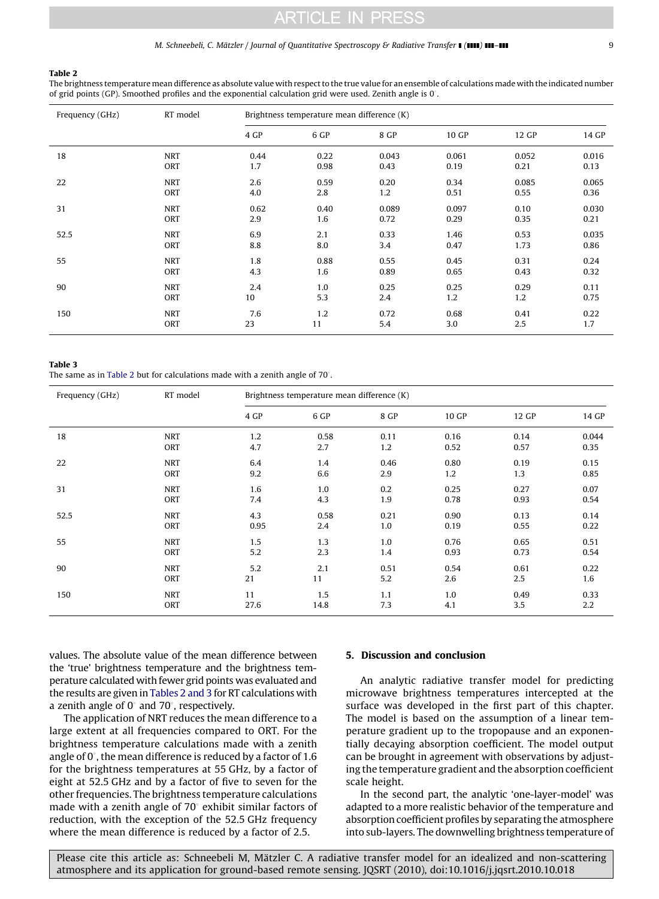**Table 2**
The brightness temperature mean difference as absolute value with respect to the true value for an ensemble of calculations made with the indicated number of grid points (GP). Smoothed profiles and the exponential calculation grid were used. Zenith angle is 0°.

| Frequency (GHz) | RT model | Brightness temperature mean difference (K) | | | | | |
|---|---|---|---|---|---|---|---|
| | | 4 GP | 6 GP | 8 GP | 10 GP | 12 GP | 14 GP |
| 18 | NRT | 0.44 | 0.22 | 0.043 | 0.061 | 0.052 | 0.016 |
| | ORT | 1.7 | 0.98 | 0.43 | 0.19 | 0.21 | 0.13 |
| 22 | NRT | 2.6 | 0.59 | 0.20 | 0.34 | 0.085 | 0.065 |
| | ORT | 4.0 | 2.8 | 1.2 | 0.51 | 0.55 | 0.36 |
| 31 | NRT | 0.62 | 0.40 | 0.089 | 0.097 | 0.10 | 0.030 |
| | ORT | 2.9 | 1.6 | 0.72 | 0.29 | 0.35 | 0.21 |
| 52.5 | NRT | 6.9 | 2.1 | 0.33 | 1.46 | 0.53 | 0.035 |
| | ORT | 8.8 | 8.0 | 3.4 | 0.47 | 1.73 | 0.86 |
| 55 | NRT | 1.8 | 0.88 | 0.55 | 0.45 | 0.31 | 0.24 |
| | ORT | 4.3 | 1.6 | 0.89 | 0.65 | 0.43 | 0.32 |
| 90 | NRT | 2.4 | 1.0 | 0.25 | 0.25 | 0.29 | 0.11 |
| | ORT | 10 | 5.3 | 2.4 | 1.2 | 1.2 | 0.75 |
| 150 | NRT | 7.6 | 1.2 | 0.72 | 0.68 | 0.41 | 0.22 |
| | ORT | 23 | 11 | 5.4 | 3.0 | 2.5 | 1.7 |

**Table 3**
The same as in Table 2 but for calculations made with a zenith angle of 70°.

| Frequency (GHz) | RT model | Brightness temperature mean difference (K) | | | | | |
|---|---|---|---|---|---|---|---|
| | | 4 GP | 6 GP | 8 GP | 10 GP | 12 GP | 14 GP |
| 18 | NRT | 1.2 | 0.58 | 0.11 | 0.16 | 0.14 | 0.044 |
| | ORT | 4.7 | 2.7 | 1.2 | 0.52 | 0.57 | 0.35 |
| 22 | NRT | 6.4 | 1.4 | 0.46 | 0.80 | 0.19 | 0.15 |
| | ORT | 9.2 | 6.6 | 2.9 | 1.2 | 1.3 | 0.85 |
| 31 | NRT | 1.6 | 1.0 | 0.2 | 0.25 | 0.27 | 0.07 |
| | ORT | 7.4 | 4.3 | 1.9 | 0.78 | 0.93 | 0.54 |
| 52.5 | NRT | 4.3 | 0.58 | 0.21 | 0.90 | 0.13 | 0.14 |
| | ORT | 0.95 | 2.4 | 1.0 | 0.19 | 0.55 | 0.22 |
| 55 | NRT | 1.5 | 1.3 | 1.0 | 0.76 | 0.65 | 0.51 |
| | ORT | 5.2 | 2.3 | 1.4 | 0.93 | 0.73 | 0.54 |
| 90 | NRT | 5.2 | 2.1 | 0.51 | 0.54 | 0.61 | 0.22 |
| | ORT | 21 | 11 | 5.2 | 2.6 | 2.5 | 1.6 |
| 150 | NRT | 11 | 1.5 | 1.1 | 1.0 | 0.49 | 0.33 |
| | ORT | 27.6 | 14.8 | 7.3 | 4.1 | 3.5 | 2.2 |

values. The absolute value of the mean difference between the 'true' brightness temperature and the brightness temperature calculated with fewer grid points was evaluated and the results are given in Tables 2 and 3 for RT calculations with a zenith angle of 0° and 70°, respectively.

The application of NRT reduces the mean difference to a large extent at all frequencies compared to ORT. For the brightness temperature calculations made with a zenith angle of 0°, the mean difference is reduced by a factor of 1.6 for the brightness temperatures at 55 GHz, by a factor of eight at 52.5 GHz and by a factor of five to seven for the other frequencies. The brightness temperature calculations made with a zenith angle of 70° exhibit similar factors of reduction, with the exception of the 52.5 GHz frequency where the mean difference is reduced by a factor of 2.5.

## 5. Discussion and conclusion

An analytic radiative transfer model for predicting microwave brightness temperatures intercepted at the surface was developed in the first part of this chapter. The model is based on the assumption of a linear temperature gradient up to the tropopause and an exponentially decaying absorption coefficient. The model output can be brought in agreement with observations by adjusting the temperature gradient and the absorption coefficient scale height.

In the second part, the analytic 'one-layer-model' was adapted to a more realistic behavior of the temperature and absorption coefficient profiles by separating the atmosphere into sub-layers. The downwelling brightness temperature of

Please cite this article as: Schneebeli M, Mätzler C. A radiative transfer model for an idealized and non-scattering atmosphere and its application for ground-based remote sensing. JQSRT (2010), doi:10.1016/j.jqsrt.2010.10.018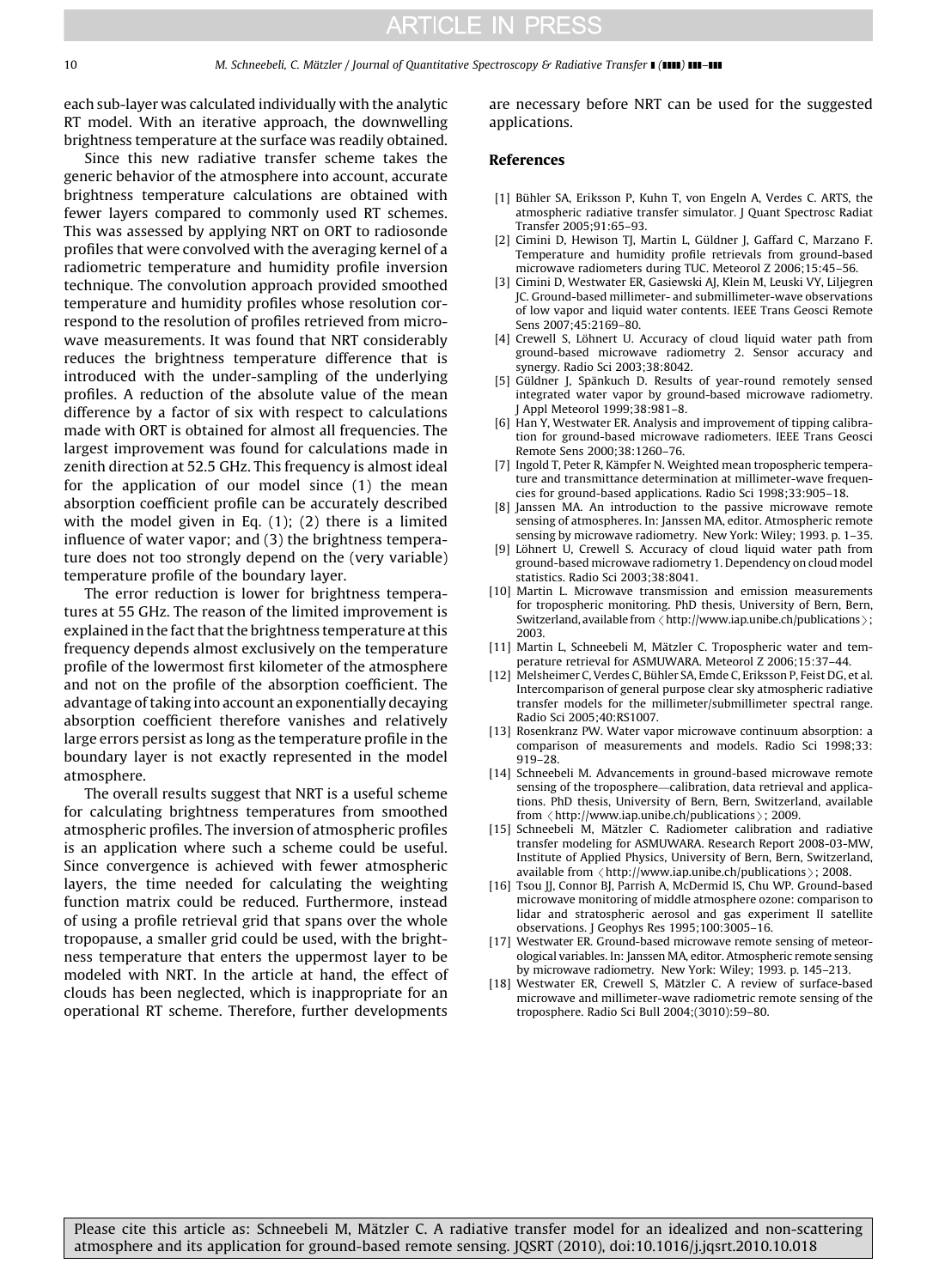each sub-layer was calculated individually with the analytic RT model. With an iterative approach, the downwelling brightness temperature at the surface was readily obtained.

Since this new radiative transfer scheme takes the generic behavior of the atmosphere into account, accurate brightness temperature calculations are obtained with fewer layers compared to commonly used RT schemes. This was assessed by applying NRT on ORT to radiosonde profiles that were convolved with the averaging kernel of a radiometric temperature and humidity profile inversion technique. The convolution approach provided smoothed temperature and humidity profiles whose resolution correspond to the resolution of profiles retrieved from microwave measurements. It was found that NRT considerably reduces the brightness temperature difference that is introduced with the under-sampling of the underlying profiles. A reduction of the absolute value of the mean difference by a factor of six with respect to calculations made with ORT is obtained for almost all frequencies. The largest improvement was found for calculations made in zenith direction at 52.5 GHz. This frequency is almost ideal for the application of our model since (1) the mean absorption coefficient profile can be accurately described with the model given in Eq. (1); (2) there is a limited influence of water vapor; and (3) the brightness temperature does not too strongly depend on the (very variable) temperature profile of the boundary layer.

The error reduction is lower for brightness temperatures at 55 GHz. The reason of the limited improvement is explained in the fact that the brightness temperature at this frequency depends almost exclusively on the temperature profile of the lowermost first kilometer of the atmosphere and not on the profile of the absorption coefficient. The advantage of taking into account an exponentially decaying absorption coefficient therefore vanishes and relatively large errors persist as long as the temperature profile in the boundary layer is not exactly represented in the model atmosphere.

The overall results suggest that NRT is a useful scheme for calculating brightness temperatures from smoothed atmospheric profiles. The inversion of atmospheric profiles is an application where such a scheme could be useful. Since convergence is achieved with fewer atmospheric layers, the time needed for calculating the weighting function matrix could be reduced. Furthermore, instead of using a profile retrieval grid that spans over the whole tropopause, a smaller grid could be used, with the brightness temperature that enters the uppermost layer to be modeled with NRT. In the article at hand, the effect of clouds has been neglected, which is inappropriate for an operational RT scheme. Therefore, further developments are necessary before NRT can be used for the suggested applications.

## References

[1] Bühler SA, Eriksson P, Kuhn T, von Engeln A, Verdes C. ARTS, the atmospheric radiative transfer simulator. J Quant Spectrosc Radiat Transfer 2005;91:65–93.

[2] Cimini D, Hewison TJ, Martin L, Güldner J, Gaffard C, Marzano F. Temperature and humidity profile retrievals from ground-based microwave radiometers during TUC. Meteorol Z 2006;15:45–56.

[3] Cimini D, Westwater ER, Gasiewski AJ, Klein M, Leuski VY, Liljegren JC. Ground-based millimeter- and submillimeter-wave observations of low vapor and liquid water contents. IEEE Trans Geosci Remote Sens 2007;45:2169–80.

[4] Crewell S, Löhnert U. Accuracy of cloud liquid water path from ground-based microwave radiometry 2. Sensor accuracy and synergy. Radio Sci 2003;38:8042.

[5] Güldner J, Spänkuch D. Results of year-round remotely sensed integrated water vapor by ground-based microwave radiometry. J Appl Meteorol 1999;38:981–8.

[6] Han Y, Westwater ER. Analysis and improvement of tipping calibration for ground-based microwave radiometers. IEEE Trans Geosci Remote Sens 2000;38:1260–76.

[7] Ingold T, Peter R, Kämpfer N. Weighted mean tropospheric temperature and transmittance determination at millimeter-wave frequencies for ground-based applications. Radio Sci 1998;33:905–18.

[8] Janssen MA. An introduction to the passive microwave remote sensing of atmospheres. In: Janssen MA, editor. Atmospheric remote sensing by microwave radiometry. New York: Wiley; 1993. p. 1–35.

[9] Löhnert U, Crewell S. Accuracy of cloud liquid water path from ground-based microwave radiometry 1. Dependency on cloud model statistics. Radio Sci 2003;38:8041.

[10] Martin L. Microwave transmission and emission measurements for tropospheric monitoring. PhD thesis, University of Bern, Bern, Switzerland, available from ⟨http://www.iap.unibe.ch/publications⟩; 2003.

[11] Martin L, Schneebeli M, Mätzler C. Tropospheric water and temperature retrieval for ASMUWARA. Meteorol Z 2006;15:37–44.

[12] Melsheimer C, Verdes C, Bühler SA, Emde C, Eriksson P, Feist DG, et al. Intercomparison of general purpose clear sky atmospheric radiative transfer models for the millimeter/submillimeter spectral range. Radio Sci 2005;40:RS1007.

[13] Rosenkranz PW. Water vapor microwave continuum absorption: a comparison of measurements and models. Radio Sci 1998;33: 919–28.

[14] Schneebeli M. Advancements in ground-based microwave remote sensing of the troposphere—calibration, data retrieval and applications. PhD thesis, University of Bern, Bern, Switzerland, available from ⟨http://www.iap.unibe.ch/publications⟩; 2009.

[15] Schneebeli M, Mätzler C. Radiometer calibration and radiative transfer modeling for ASMUWARA. Research Report 2008-03-MW, Institute of Applied Physics, University of Bern, Bern, Switzerland, available from ⟨http://www.iap.unibe.ch/publications⟩; 2008.

[16] Tsou JJ, Connor BJ, Parrish A, McDermid IS, Chu WP. Ground-based microwave monitoring of middle atmosphere ozone: comparison to lidar and stratospheric aerosol and gas experiment II satellite observations. J Geophys Res 1995;100:3005–16.

[17] Westwater ER. Ground-based microwave remote sensing of meteorological variables. In: Janssen MA, editor. Atmospheric remote sensing by microwave radiometry. New York: Wiley; 1993. p. 145–213.

[18] Westwater ER, Crewell S, Mätzler C. A review of surface-based microwave and millimeter-wave radiometric remote sensing of the troposphere. Radio Sci Bull 2004;(3010):59–80.

Please cite this article as: Schneebeli M, Mätzler C. A radiative transfer model for an idealized and non-scattering atmosphere and its application for ground-based remote sensing. JQSRT (2010), doi:10.1016/j.jqsrt.2010.10.018